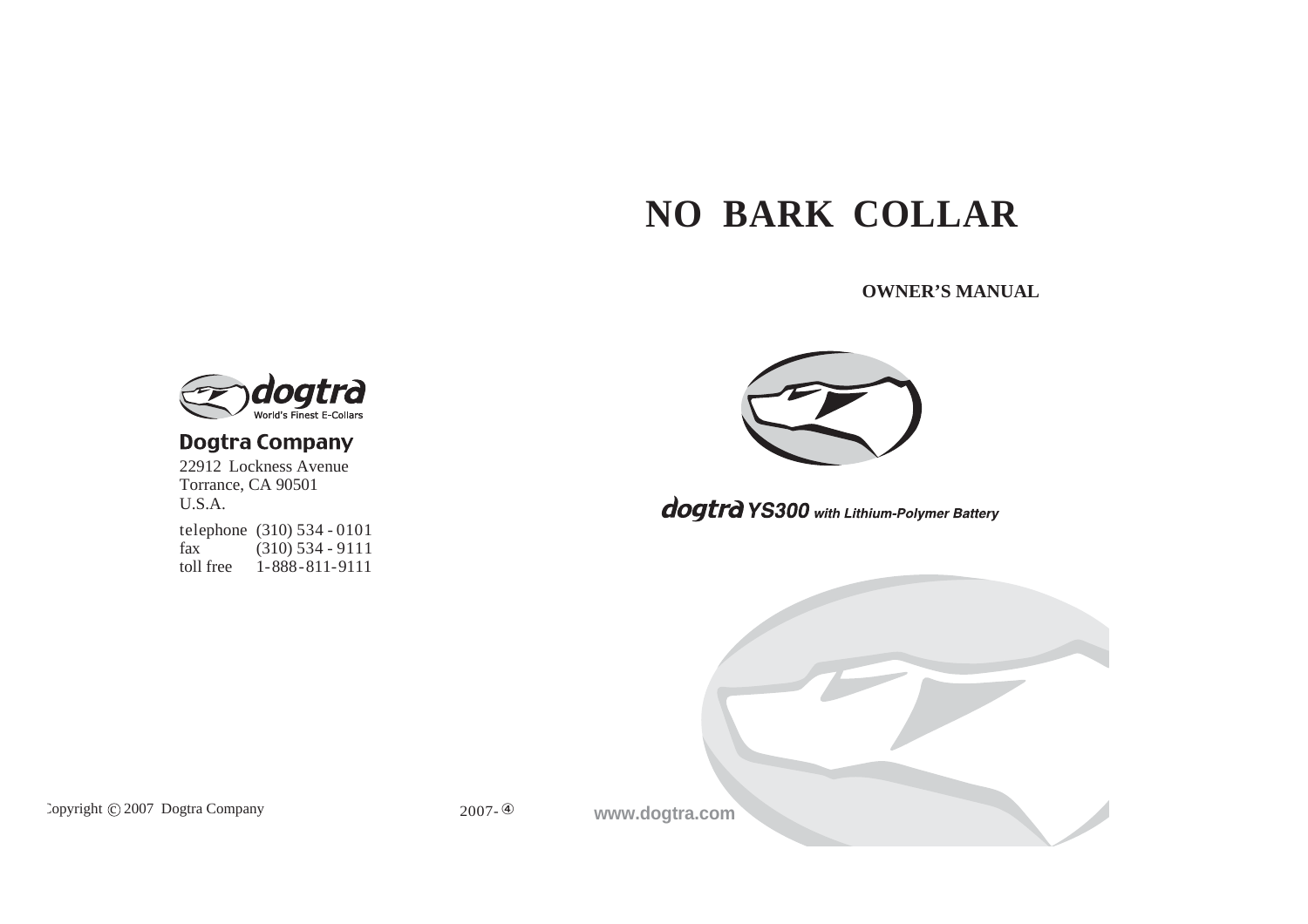# NO BARK COLLAR

**OWNER'S MANUAL**

*dogtra* ***YS300*** ***with Lithium-Polymer Battery***

dogtra
World's Finest E-Collars

**Dogtra Company**

22912 Lockness Avenue
Torrance, CA 90501
U.S.A.

telephone (310) 534 - 0101
fax (310) 534 - 9111
toll free 1-888-811-9111

Copyright © 2007 Dogtra Company

2007- ④

**www.dogtra.com**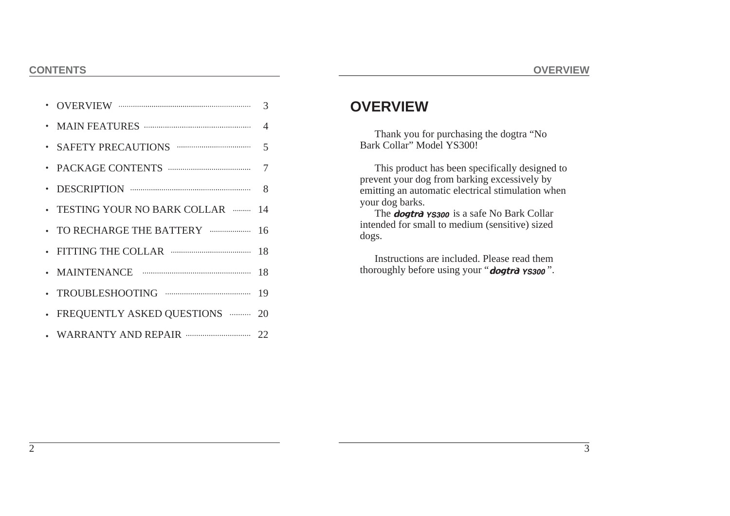## CONTENTS

- OVERVIEW ........ 3
- MAIN FEATURES ........ 4
- SAFETY PRECAUTIONS ........ 5
- PACKAGE CONTENTS ........ 7
- DESCRIPTION ........ 8
- TESTING YOUR NO BARK COLLAR ........ 14
- TO RECHARGE THE BATTERY ........ 16
- FITTING THE COLLAR ........ 18
- MAINTENANCE ........ 18
- TROUBLESHOOTING ........ 19
- FREQUENTLY ASKED QUESTIONS ........ 20
- WARRANTY AND REPAIR ........ 22

# OVERVIEW

Thank you for purchasing the dogtra "No Bark Collar" Model YS300!

This product has been specifically designed to prevent your dog from barking excessively by emitting an automatic electrical stimulation when your dog barks.

The ***dogtra YS300*** is a safe No Bark Collar intended for small to medium (sensitive) sized dogs.

Instructions are included. Please read them thoroughly before using your "***dogtra YS300***".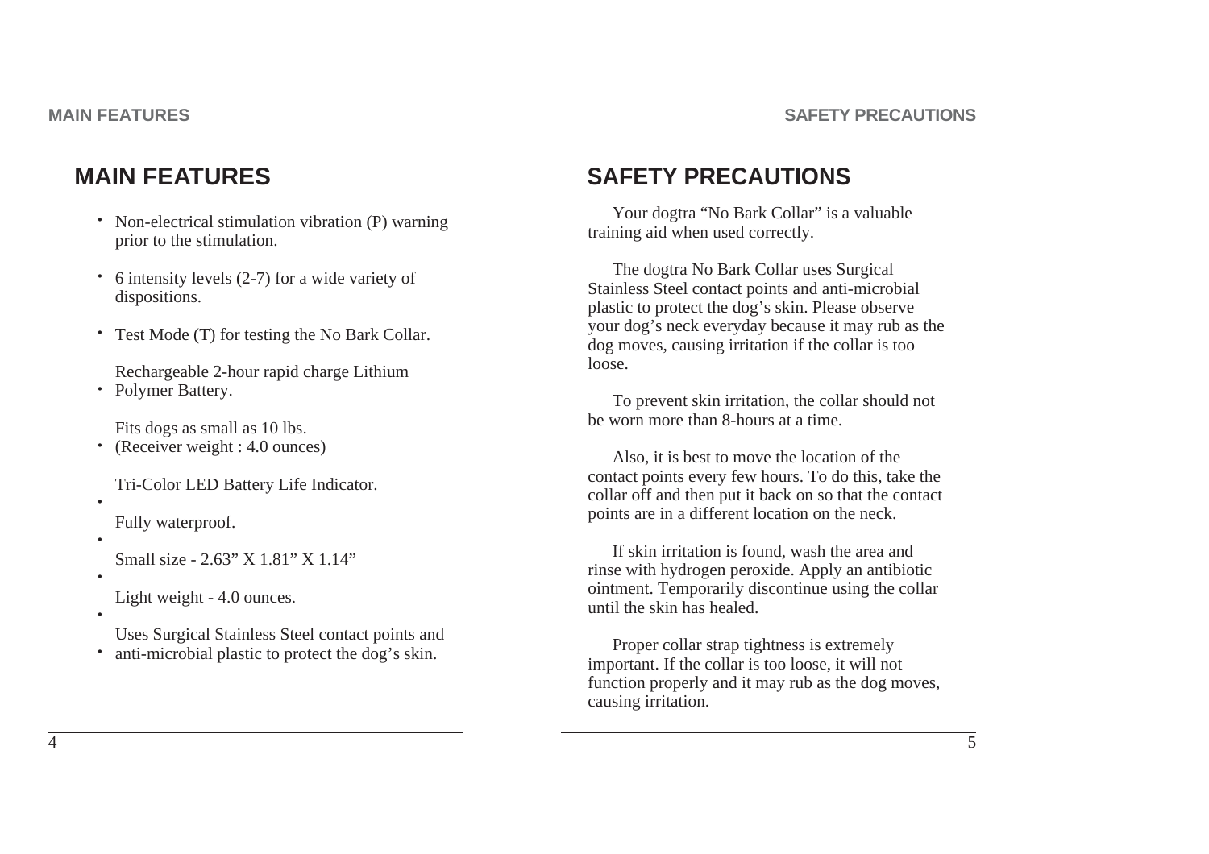## MAIN FEATURES

- Non-electrical stimulation vibration (P) warning prior to the stimulation.
- 6 intensity levels (2-7) for a wide variety of dispositions.
- Test Mode (T) for testing the No Bark Collar.
- Rechargeable 2-hour rapid charge Lithium Polymer Battery.
- Fits dogs as small as 10 lbs. (Receiver weight : 4.0 ounces)
- Tri-Color LED Battery Life Indicator.
- Fully waterproof.
- Small size - 2.63” X 1.81” X 1.14”
- Light weight - 4.0 ounces.
- Uses Surgical Stainless Steel contact points and anti-microbial plastic to protect the dog’s skin.

## SAFETY PRECAUTIONS

Your dogtra “No Bark Collar” is a valuable training aid when used correctly.

The dogtra No Bark Collar uses Surgical Stainless Steel contact points and anti-microbial plastic to protect the dog’s skin. Please observe your dog’s neck everyday because it may rub as the dog moves, causing irritation if the collar is too loose.

To prevent skin irritation, the collar should not be worn more than 8-hours at a time.

Also, it is best to move the location of the contact points every few hours. To do this, take the collar off and then put it back on so that the contact points are in a different location on the neck.

If skin irritation is found, wash the area and rinse with hydrogen peroxide. Apply an antibiotic ointment. Temporarily discontinue using the collar until the skin has healed.

Proper collar strap tightness is extremely important. If the collar is too loose, it will not function properly and it may rub as the dog moves, causing irritation.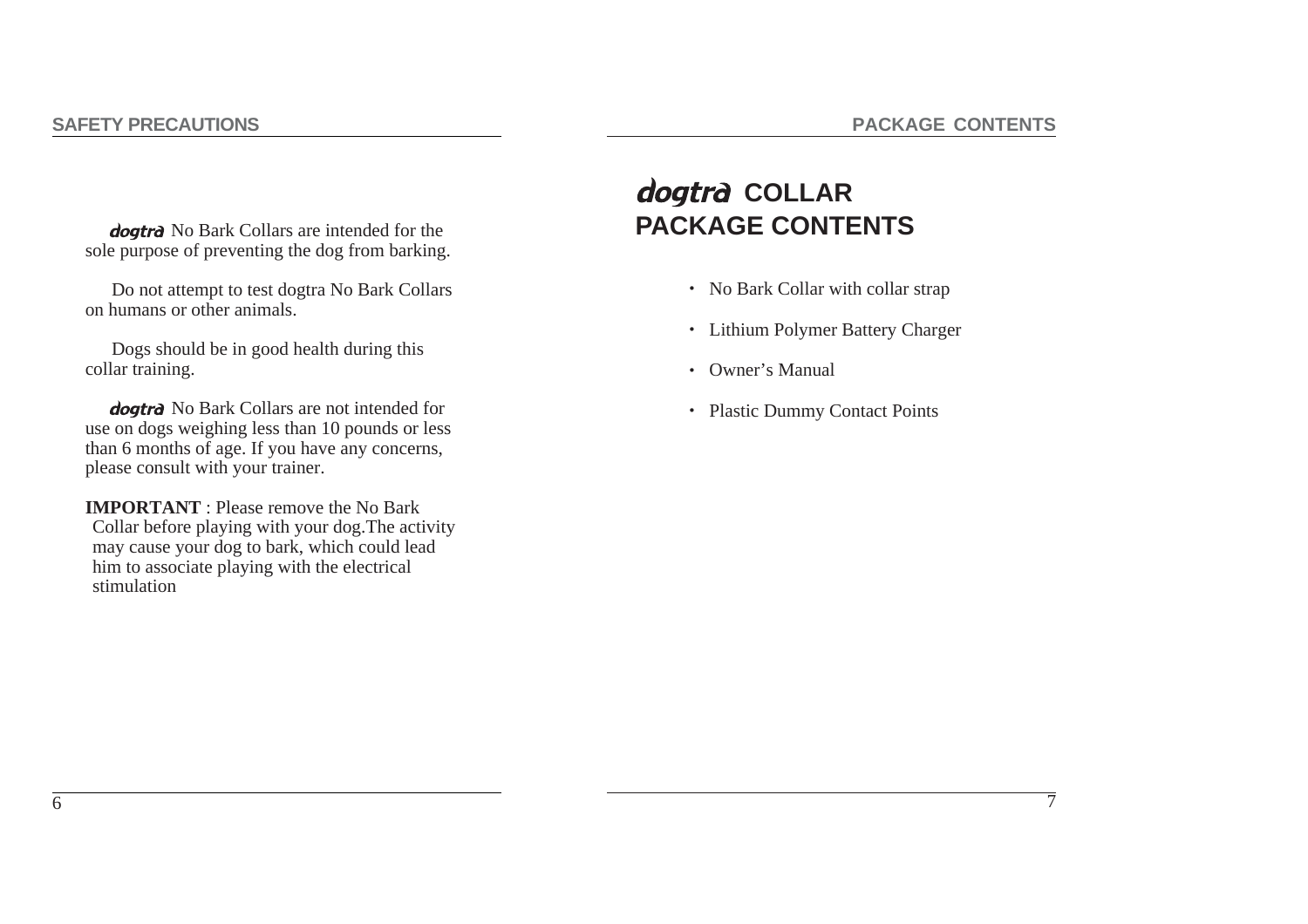## SAFETY PRECAUTIONS

dogtra No Bark Collars are intended for the sole purpose of preventing the dog from barking.

Do not attempt to test dogtra No Bark Collars on humans or other animals.

Dogs should be in good health during this collar training.

dogtra No Bark Collars are not intended for use on dogs weighing less than 10 pounds or less than 6 months of age. If you have any concerns, please consult with your trainer.

**IMPORTANT** : Please remove the No Bark Collar before playing with your dog.The activity may cause your dog to bark, which could lead him to associate playing with the electrical stimulation

## PACKAGE CONTENTS

# dogtra COLLAR PACKAGE CONTENTS

- No Bark Collar with collar strap
- Lithium Polymer Battery Charger
- Owner's Manual
- Plastic Dummy Contact Points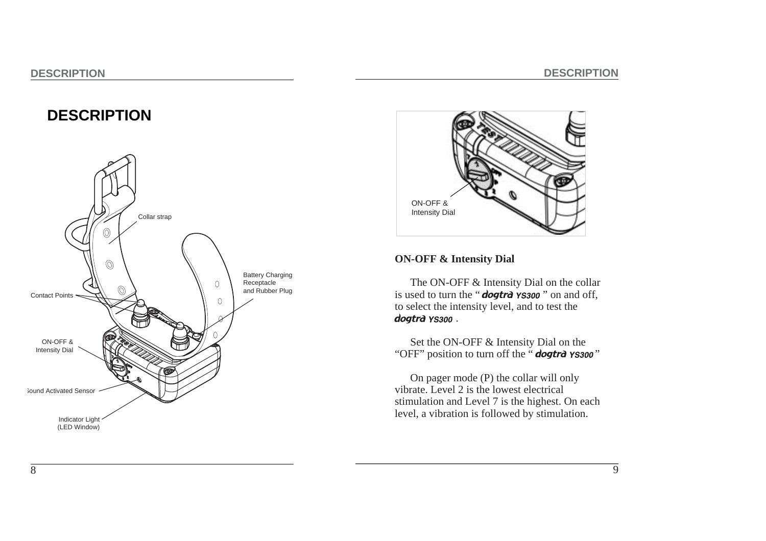# DESCRIPTION

Collar strap

Contact Points

Battery Charging Receptacle and Rubber Plug

ON-OFF & Intensity Dial

Sound Activated Sensor

Indicator Light (LED Window)

ON-OFF & Intensity Dial

**ON-OFF & Intensity Dial**

The ON-OFF & Intensity Dial on the collar is used to turn the "*dogtra YS300*" on and off, to select the intensity level, and to test the *dogtra YS300*.

Set the ON-OFF & Intensity Dial on the "OFF" position to turn off the "*dogtra YS300*"

On pager mode (P) the collar will only vibrate. Level 2 is the lowest electrical stimulation and Level 7 is the highest. On each level, a vibration is followed by stimulation.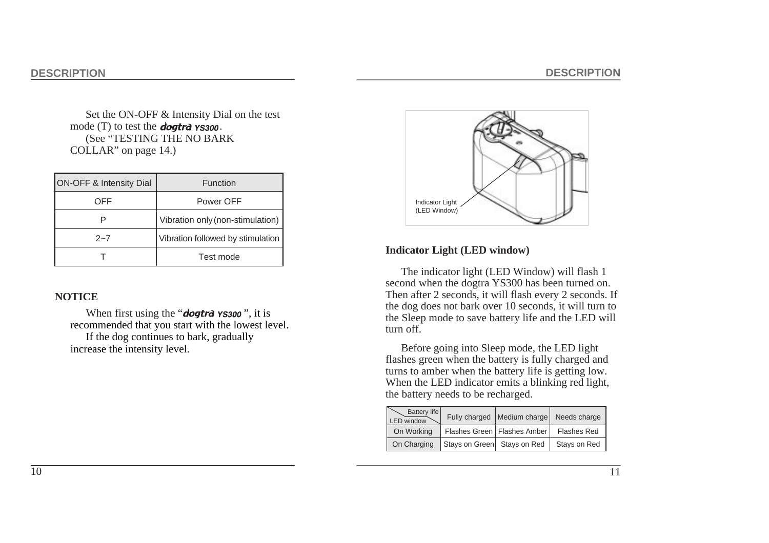Set the ON-OFF & Intensity Dial on the test mode (T) to test the *dogtra YS300*.

(See "TESTING THE NO BARK COLLAR" on page 14.)

| ON-OFF & Intensity Dial | Function |
|---|---|
| OFF | Power OFF |
| P | Vibration only (non-stimulation) |
| 2~7 | Vibration followed by stimulation |
| T | Test mode |

**NOTICE**

When first using the "*dogtra YS300*", it is recommended that you start with the lowest level.

If the dog continues to bark, gradually increase the intensity level.

Indicator Light (LED Window)

**Indicator Light (LED window)**

The indicator light (LED Window) will flash 1 second when the dogtra YS300 has been turned on. Then after 2 seconds, it will flash every 2 seconds. If the dog does not bark over 10 seconds, it will turn to the Sleep mode to save battery life and the LED will turn off.

Before going into Sleep mode, the LED light flashes green when the battery is fully charged and turns to amber when the battery life is getting low. When the LED indicator emits a blinking red light, the battery needs to be recharged.

| LED window \ Battery life | Fully charged | Medium charge | Needs charge |
|---|---|---|---|
| On Working | Flashes Green | Flashes Amber | Flashes Red |
| On Charging | Stays on Green | Stays on Red | Stays on Red |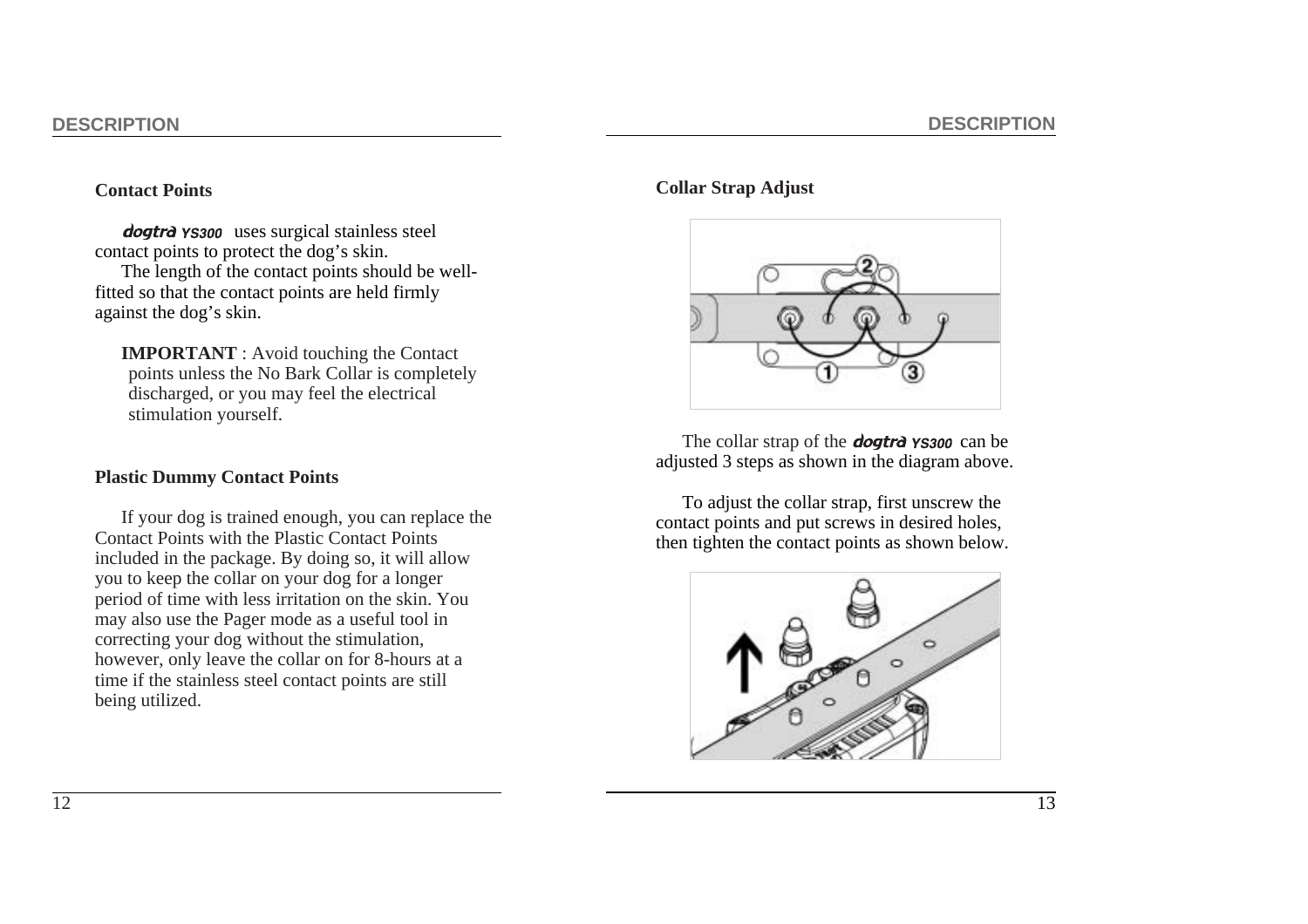### Contact Points

**dogtra YS300** uses surgical stainless steel contact points to protect the dog's skin.

The length of the contact points should be well-fitted so that the contact points are held firmly against the dog's skin.

**IMPORTANT** : Avoid touching the Contact points unless the No Bark Collar is completely discharged, or you may feel the electrical stimulation yourself.

### Plastic Dummy Contact Points

If your dog is trained enough, you can replace the Contact Points with the Plastic Contact Points included in the package. By doing so, it will allow you to keep the collar on your dog for a longer period of time with less irritation on the skin. You may also use the Pager mode as a useful tool in correcting your dog without the stimulation, however, only leave the collar on for 8-hours at a time if the stainless steel contact points are still being utilized.

### Collar Strap Adjust

The collar strap of the **dogtra YS300** can be adjusted 3 steps as shown in the diagram above.

To adjust the collar strap, first unscrew the contact points and put screws in desired holes, then tighten the contact points as shown below.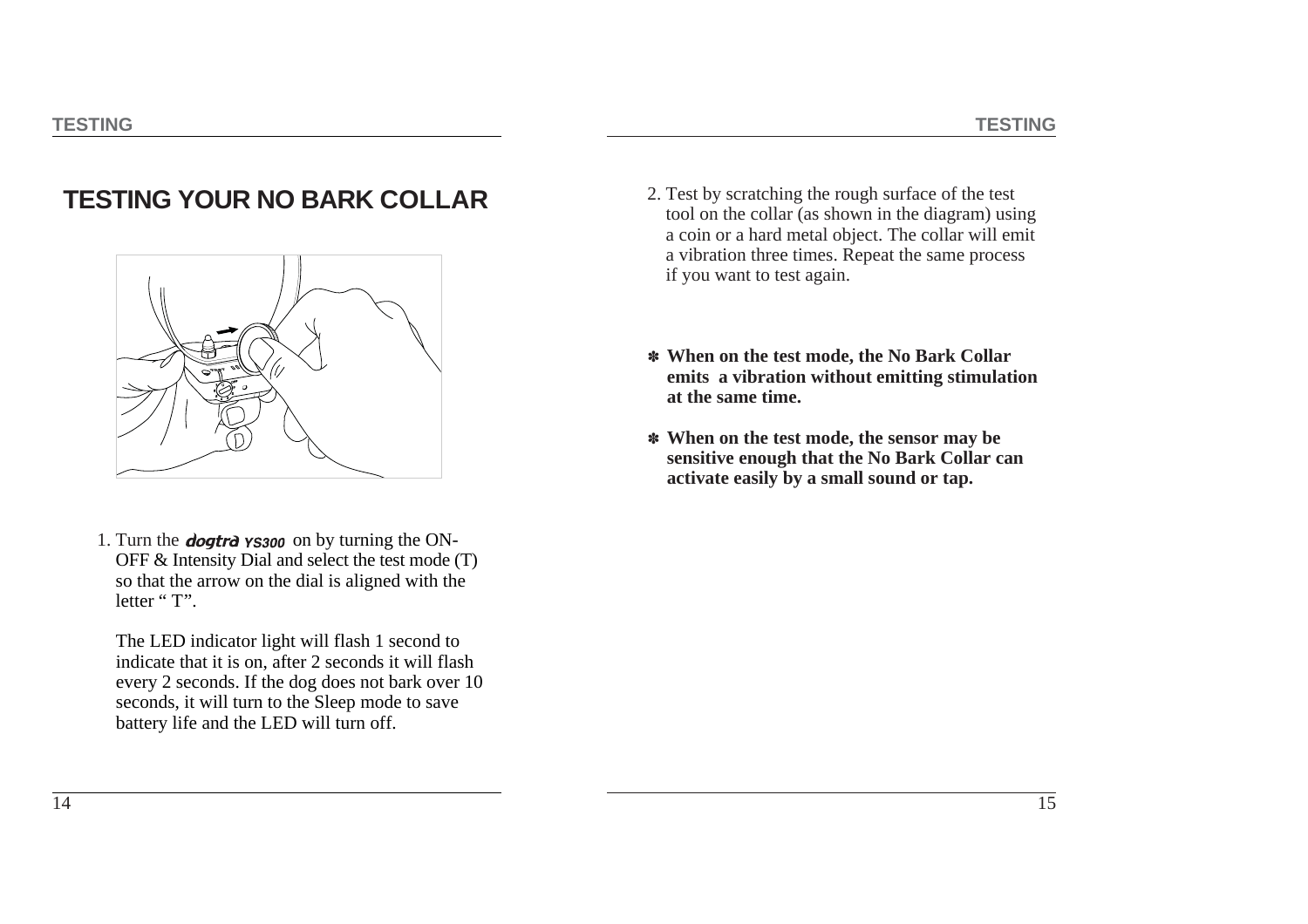# TESTING YOUR NO BARK COLLAR

1. Turn the ***dogtra*** ***YS300*** on by turning the ON-OFF & Intensity Dial and select the test mode (T) so that the arrow on the dial is aligned with the letter “ T”.

   The LED indicator light will flash 1 second to indicate that it is on, after 2 seconds it will flash every 2 seconds. If the dog does not bark over 10 seconds, it will turn to the Sleep mode to save battery life and the LED will turn off.

2. Test by scratching the rough surface of the test tool on the collar (as shown in the diagram) using a coin or a hard metal object. The collar will emit a vibration three times. Repeat the same process if you want to test again.

✽ **When on the test mode, the No Bark Collar emits a vibration without emitting stimulation at the same time.**

✽ **When on the test mode, the sensor may be sensitive enough that the No Bark Collar can activate easily by a small sound or tap.**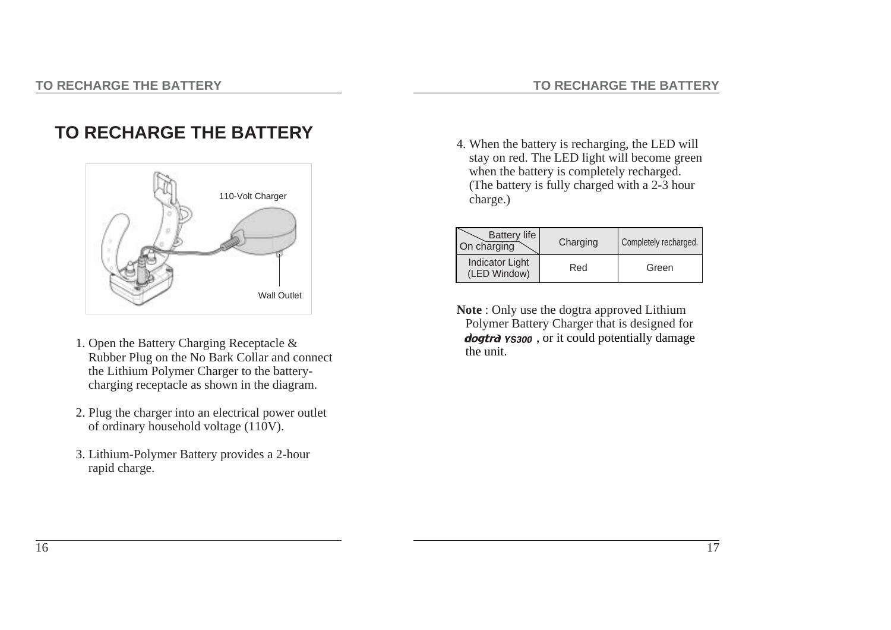# TO RECHARGE THE BATTERY

110-Volt Charger

Wall Outlet

1. Open the Battery Charging Receptacle & Rubber Plug on the No Bark Collar and connect the Lithium Polymer Charger to the battery-charging receptacle as shown in the diagram.

2. Plug the charger into an electrical power outlet of ordinary household voltage (110V).

3. Lithium-Polymer Battery provides a 2-hour rapid charge.

4. When the battery is recharging, the LED will stay on red. The LED light will become green when the battery is completely recharged. (The battery is fully charged with a 2-3 hour charge.)

| Battery life / On charging | Charging | Completely recharged. |
|---|---|---|
| Indicator Light (LED Window) | Red | Green |

**Note** : Only use the dogtra approved Lithium Polymer Battery Charger that is designed for *dogtra* YS300 , or it could potentially damage the unit.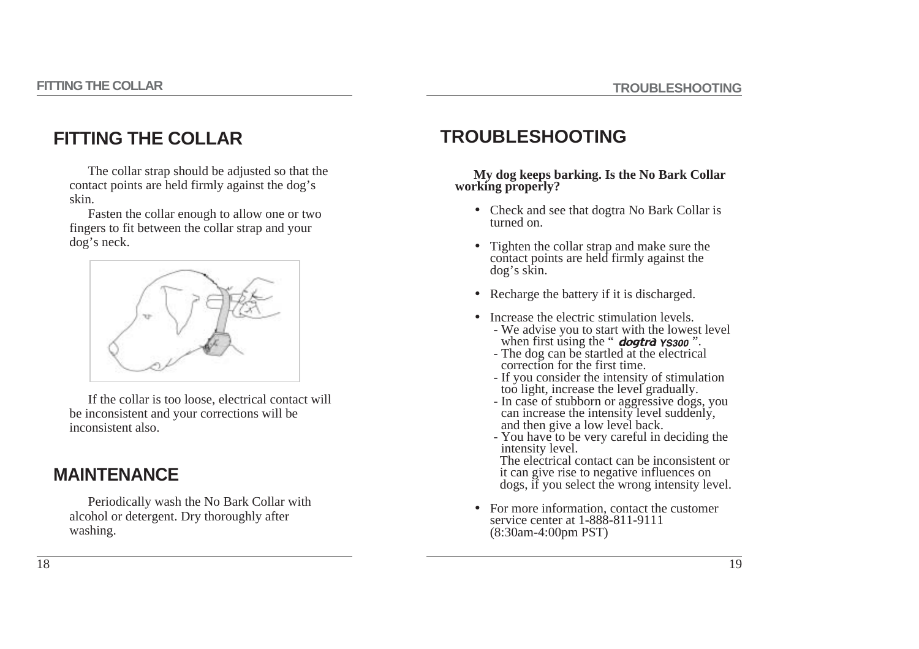# FITTING THE COLLAR

The collar strap should be adjusted so that the contact points are held firmly against the dog's skin.

Fasten the collar enough to allow one or two fingers to fit between the collar strap and your dog's neck.

If the collar is too loose, electrical contact will be inconsistent and your corrections will be inconsistent also.

# MAINTENANCE

Periodically wash the No Bark Collar with alcohol or detergent. Dry thoroughly after washing.

# TROUBLESHOOTING

**My dog keeps barking. Is the No Bark Collar working properly?**

- Check and see that dogtra No Bark Collar is turned on.
- Tighten the collar strap and make sure the contact points are held firmly against the dog's skin.
- Recharge the battery if it is discharged.
- Increase the electric stimulation levels.
  - We advise you to start with the lowest level when first using the " ***dogtra YS300*** ".
  - The dog can be startled at the electrical correction for the first time.
  - If you consider the intensity of stimulation too light, increase the level gradually.
  - In case of stubborn or aggressive dogs, you can increase the intensity level suddenly, and then give a low level back.
  - You have to be very careful in deciding the intensity level.
    The electrical contact can be inconsistent or it can give rise to negative influences on dogs, if you select the wrong intensity level.
- For more information, contact the customer service center at 1-888-811-9111 (8:30am-4:00pm PST)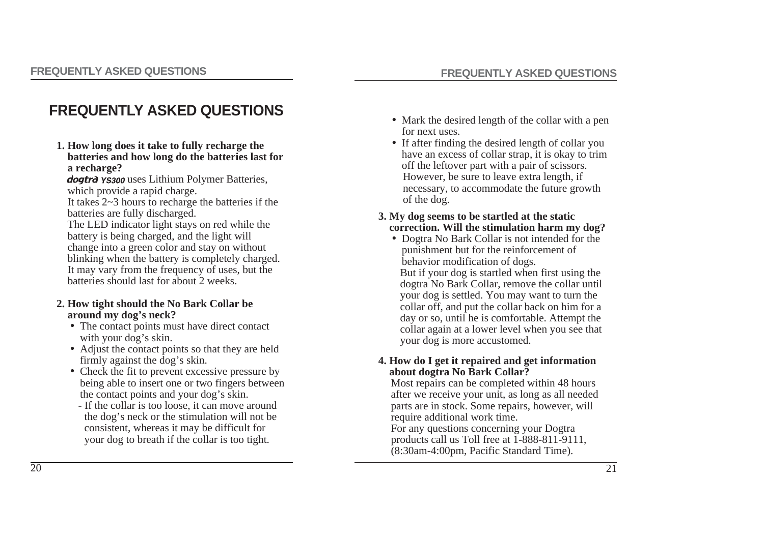# FREQUENTLY ASKED QUESTIONS

**1. How long does it take to fully recharge the batteries and how long do the batteries last for a recharge?**

*dogtra YS300* uses Lithium Polymer Batteries, which provide a rapid charge.
It takes 2~3 hours to recharge the batteries if the batteries are fully discharged.
The LED indicator light stays on red while the battery is being charged, and the light will change into a green color and stay on without blinking when the battery is completely charged.
It may vary from the frequency of uses, but the batteries should last for about 2 weeks.

**2. How tight should the No Bark Collar be around my dog's neck?**

- The contact points must have direct contact with your dog's skin.
- Adjust the contact points so that they are held firmly against the dog's skin.
- Check the fit to prevent excessive pressure by being able to insert one or two fingers between the contact points and your dog's skin.
  - If the collar is too loose, it can move around the dog's neck or the stimulation will not be consistent, whereas it may be difficult for your dog to breath if the collar is too tight.
- Mark the desired length of the collar with a pen for next uses.
- If after finding the desired length of collar you have an excess of collar strap, it is okay to trim off the leftover part with a pair of scissors. However, be sure to leave extra length, if necessary, to accommodate the future growth of the dog.

**3. My dog seems to be startled at the static correction. Will the stimulation harm my dog?**

- Dogtra No Bark Collar is not intended for the punishment but for the reinforcement of behavior modification of dogs.
  But if your dog is startled when first using the dogtra No Bark Collar, remove the collar until your dog is settled. You may want to turn the collar off, and put the collar back on him for a day or so, until he is comfortable. Attempt the collar again at a lower level when you see that your dog is more accustomed.

**4. How do I get it repaired and get information about dogtra No Bark Collar?**

Most repairs can be completed within 48 hours after we receive your unit, as long as all needed parts are in stock. Some repairs, however, will require additional work time.
For any questions concerning your Dogtra products call us Toll free at 1-888-811-9111, (8:30am-4:00pm, Pacific Standard Time).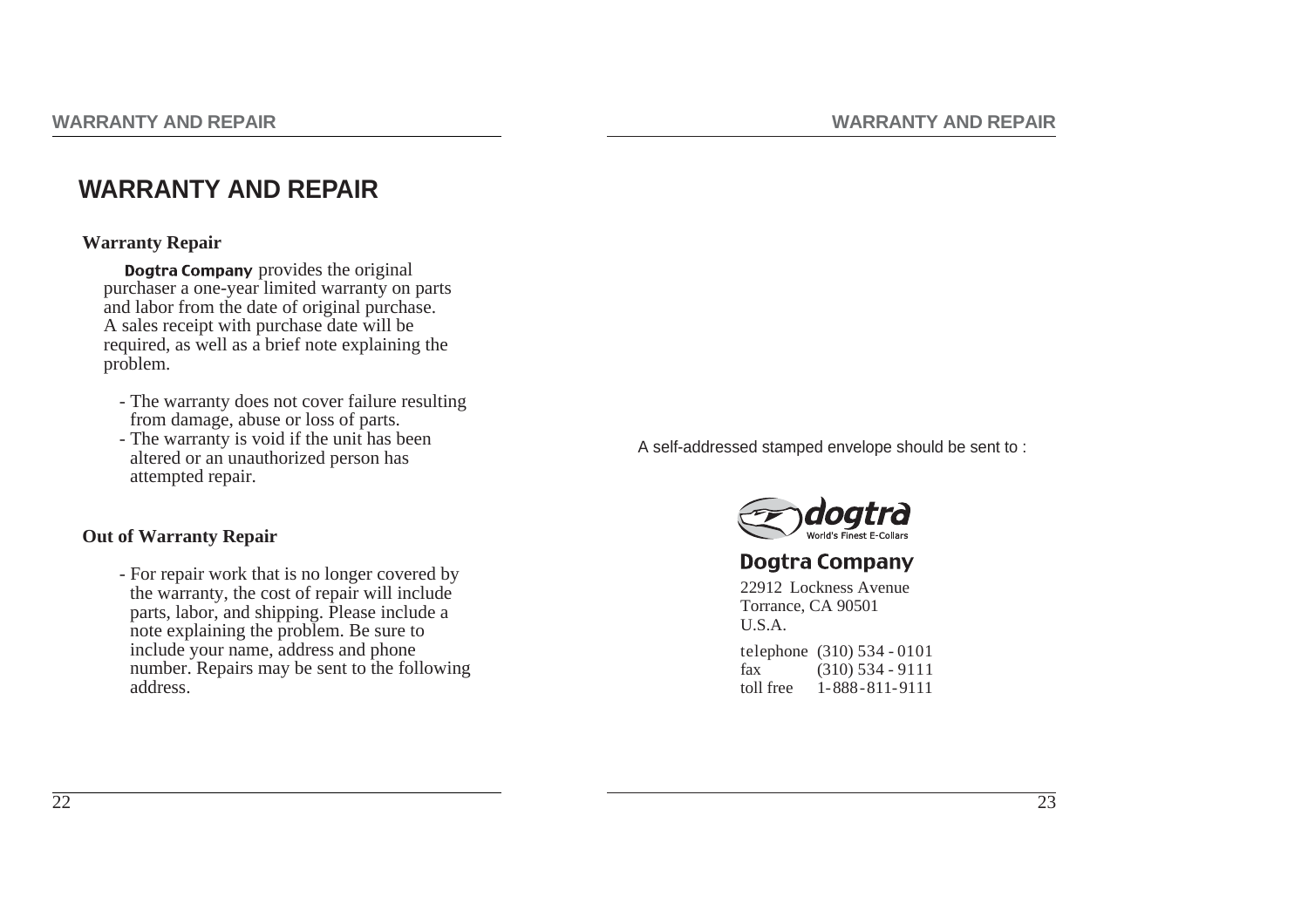# WARRANTY AND REPAIR

## Warranty Repair

**Dogtra Company** provides the original purchaser a one-year limited warranty on parts and labor from the date of original purchase. A sales receipt with purchase date will be required, as well as a brief note explaining the problem.

- The warranty does not cover failure resulting from damage, abuse or loss of parts.
- The warranty is void if the unit has been altered or an unauthorized person has attempted repair.

## Out of Warranty Repair

- For repair work that is no longer covered by the warranty, the cost of repair will include parts, labor, and shipping. Please include a note explaining the problem. Be sure to include your name, address and phone number. Repairs may be sent to the following address.

A self-addressed stamped envelope should be sent to :

dogtra
World's Finest E-Collars

**Dogtra Company**

22912 Lockness Avenue
Torrance, CA 90501
U.S.A.

| | |
|---|---|
| telephone | (310) 534 - 0101 |
| fax | (310) 534 - 9111 |
| toll free | 1-888-811-9111 |